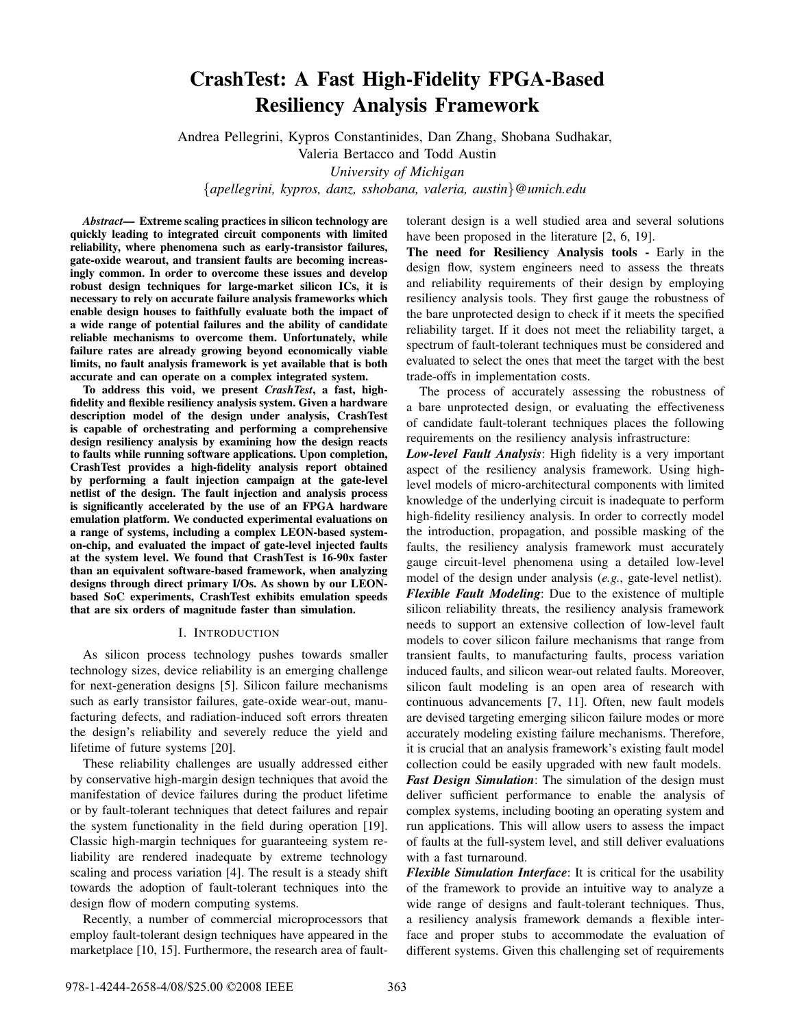# CrashTest: A Fast High-Fidelity FPGA-Based Resiliency Analysis Framework

Andrea Pellegrini, Kypros Constantinides, Dan Zhang, Shobana Sudhakar, Valeria Bertacco and Todd Austin

*University of Michigan*

{*apellegrini, kypros, danz, sshobana, valeria, austin*}*@umich.edu*

***Abstract*— Extreme scaling practices in silicon technology are quickly leading to integrated circuit components with limited reliability, where phenomena such as early-transistor failures, gate-oxide wearout, and transient faults are becoming increasingly common. In order to overcome these issues and develop robust design techniques for large-market silicon ICs, it is necessary to rely on accurate failure analysis frameworks which enable design houses to faithfully evaluate both the impact of a wide range of potential failures and the ability of candidate reliable mechanisms to overcome them. Unfortunately, while failure rates are already growing beyond economically viable limits, no fault analysis framework is yet available that is both accurate and can operate on a complex integrated system.**

**To address this void, we present *CrashTest*, a fast, high-fidelity and flexible resiliency analysis system. Given a hardware description model of the design under analysis, CrashTest is capable of orchestrating and performing a comprehensive design resiliency analysis by examining how the design reacts to faults while running software applications. Upon completion, CrashTest provides a high-fidelity analysis report obtained by performing a fault injection campaign at the gate-level netlist of the design. The fault injection and analysis process is significantly accelerated by the use of an FPGA hardware emulation platform. We conducted experimental evaluations on a range of systems, including a complex LEON-based system-on-chip, and evaluated the impact of gate-level injected faults at the system level. We found that CrashTest is 16-90x faster than an equivalent software-based framework, when analyzing designs through direct primary I/Os. As shown by our LEON-based SoC experiments, CrashTest exhibits emulation speeds that are six orders of magnitude faster than simulation.**

## I. Introduction

As silicon process technology pushes towards smaller technology sizes, device reliability is an emerging challenge for next-generation designs [5]. Silicon failure mechanisms such as early transistor failures, gate-oxide wear-out, manufacturing defects, and radiation-induced soft errors threaten the design's reliability and severely reduce the yield and lifetime of future systems [20].

These reliability challenges are usually addressed either by conservative high-margin design techniques that avoid the manifestation of device failures during the product lifetime or by fault-tolerant techniques that detect failures and repair the system functionality in the field during operation [19]. Classic high-margin techniques for guaranteeing system reliability are rendered inadequate by extreme technology scaling and process variation [4]. The result is a steady shift towards the adoption of fault-tolerant techniques into the design flow of modern computing systems.

Recently, a number of commercial microprocessors that employ fault-tolerant design techniques have appeared in the marketplace [10, 15]. Furthermore, the research area of fault-tolerant design is a well studied area and several solutions have been proposed in the literature [2, 6, 19].

**The need for Resiliency Analysis tools -** Early in the design flow, system engineers need to assess the threats and reliability requirements of their design by employing resiliency analysis tools. They first gauge the robustness of the bare unprotected design to check if it meets the specified reliability target. If it does not meet the reliability target, a spectrum of fault-tolerant techniques must be considered and evaluated to select the ones that meet the target with the best trade-offs in implementation costs.

The process of accurately assessing the robustness of a bare unprotected design, or evaluating the effectiveness of candidate fault-tolerant techniques places the following requirements on the resiliency analysis infrastructure:

***Low-level Fault Analysis***: High fidelity is a very important aspect of the resiliency analysis framework. Using high-level models of micro-architectural components with limited knowledge of the underlying circuit is inadequate to perform high-fidelity resiliency analysis. In order to correctly model the introduction, propagation, and possible masking of the faults, the resiliency analysis framework must accurately gauge circuit-level phenomena using a detailed low-level model of the design under analysis (*e.g.*, gate-level netlist).

***Flexible Fault Modeling***: Due to the existence of multiple silicon reliability threats, the resiliency analysis framework needs to support an extensive collection of low-level fault models to cover silicon failure mechanisms that range from transient faults, to manufacturing faults, process variation induced faults, and silicon wear-out related faults. Moreover, silicon fault modeling is an open area of research with continuous advancements [7, 11]. Often, new fault models are devised targeting emerging silicon failure modes or more accurately modeling existing failure mechanisms. Therefore, it is crucial that an analysis framework's existing fault model collection could be easily upgraded with new fault models.

***Fast Design Simulation***: The simulation of the design must deliver sufficient performance to enable the analysis of complex systems, including booting an operating system and run applications. This will allow users to assess the impact of faults at the full-system level, and still deliver evaluations with a fast turnaround.

***Flexible Simulation Interface***: It is critical for the usability of the framework to provide an intuitive way to analyze a wide range of designs and fault-tolerant techniques. Thus, a resiliency analysis framework demands a flexible interface and proper stubs to accommodate the evaluation of different systems. Given this challenging set of requirements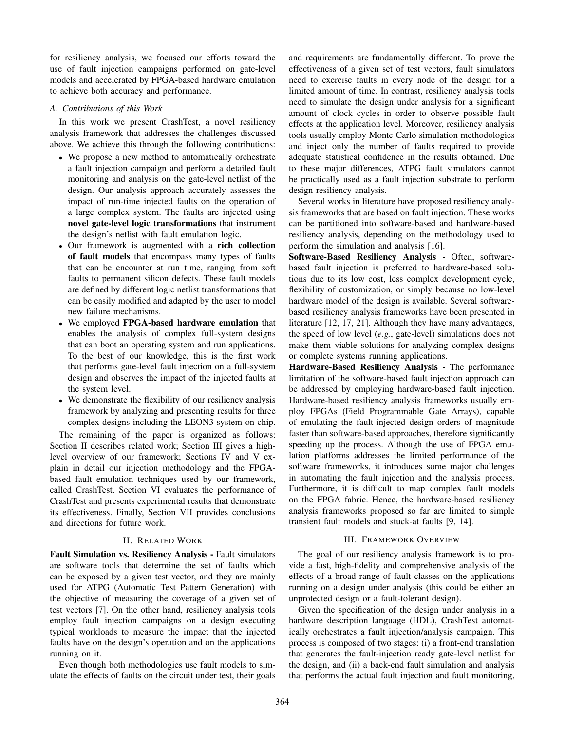for resiliency analysis, we focused our efforts toward the use of fault injection campaigns performed on gate-level models and accelerated by FPGA-based hardware emulation to achieve both accuracy and performance.

### A. Contributions of this Work

In this work we present CrashTest, a novel resiliency analysis framework that addresses the challenges discussed above. We achieve this through the following contributions:

- We propose a new method to automatically orchestrate a fault injection campaign and perform a detailed fault monitoring and analysis on the gate-level netlist of the design. Our analysis approach accurately assesses the impact of run-time injected faults on the operation of a large complex system. The faults are injected using **novel gate-level logic transformations** that instrument the design's netlist with fault emulation logic.
- Our framework is augmented with a **rich collection of fault models** that encompass many types of faults that can be encounter at run time, ranging from soft faults to permanent silicon defects. These fault models are defined by different logic netlist transformations that can be easily modified and adapted by the user to model new failure mechanisms.
- We employed **FPGA-based hardware emulation** that enables the analysis of complex full-system designs that can boot an operating system and run applications. To the best of our knowledge, this is the first work that performs gate-level fault injection on a full-system design and observes the impact of the injected faults at the system level.
- We demonstrate the flexibility of our resiliency analysis framework by analyzing and presenting results for three complex designs including the LEON3 system-on-chip.

The remaining of the paper is organized as follows: Section II describes related work; Section III gives a high-level overview of our framework; Sections IV and V explain in detail our injection methodology and the FPGA-based fault emulation techniques used by our framework, called CrashTest. Section VI evaluates the performance of CrashTest and presents experimental results that demonstrate its effectiveness. Finally, Section VII provides conclusions and directions for future work.

## II. Related Work

**Fault Simulation vs. Resiliency Analysis -** Fault simulators are software tools that determine the set of faults which can be exposed by a given test vector, and they are mainly used for ATPG (Automatic Test Pattern Generation) with the objective of measuring the coverage of a given set of test vectors [7]. On the other hand, resiliency analysis tools employ fault injection campaigns on a design executing typical workloads to measure the impact that the injected faults have on the design's operation and on the applications running on it.

Even though both methodologies use fault models to simulate the effects of faults on the circuit under test, their goals and requirements are fundamentally different. To prove the effectiveness of a given set of test vectors, fault simulators need to exercise faults in every node of the design for a limited amount of time. In contrast, resiliency analysis tools need to simulate the design under analysis for a significant amount of clock cycles in order to observe possible fault effects at the application level. Moreover, resiliency analysis tools usually employ Monte Carlo simulation methodologies and inject only the number of faults required to provide adequate statistical confidence in the results obtained. Due to these major differences, ATPG fault simulators cannot be practically used as a fault injection substrate to perform design resiliency analysis.

Several works in literature have proposed resiliency analysis frameworks that are based on fault injection. These works can be partitioned into software-based and hardware-based resiliency analysis, depending on the methodology used to perform the simulation and analysis [16].

**Software-Based Resiliency Analysis -** Often, software-based fault injection is preferred to hardware-based solutions due to its low cost, less complex development cycle, flexibility of customization, or simply because no low-level hardware model of the design is available. Several software-based resiliency analysis frameworks have been presented in literature [12, 17, 21]. Although they have many advantages, the speed of low level (*e.g.*, gate-level) simulations does not make them viable solutions for analyzing complex designs or complete systems running applications.

**Hardware-Based Resiliency Analysis -** The performance limitation of the software-based fault injection approach can be addressed by employing hardware-based fault injection. Hardware-based resiliency analysis frameworks usually employ FPGAs (Field Programmable Gate Arrays), capable of emulating the fault-injected design orders of magnitude faster than software-based approaches, therefore significantly speeding up the process. Although the use of FPGA emulation platforms addresses the limited performance of the software frameworks, it introduces some major challenges in automating the fault injection and the analysis process. Furthermore, it is difficult to map complex fault models on the FPGA fabric. Hence, the hardware-based resiliency analysis frameworks proposed so far are limited to simple transient fault models and stuck-at faults [9, 14].

## III. Framework Overview

The goal of our resiliency analysis framework is to provide a fast, high-fidelity and comprehensive analysis of the effects of a broad range of fault classes on the applications running on a design under analysis (this could be either an unprotected design or a fault-tolerant design).

Given the specification of the design under analysis in a hardware description language (HDL), CrashTest automatically orchestrates a fault injection/analysis campaign. This process is composed of two stages: (i) a front-end translation that generates the fault-injection ready gate-level netlist for the design, and (ii) a back-end fault simulation and analysis that performs the actual fault injection and fault monitoring,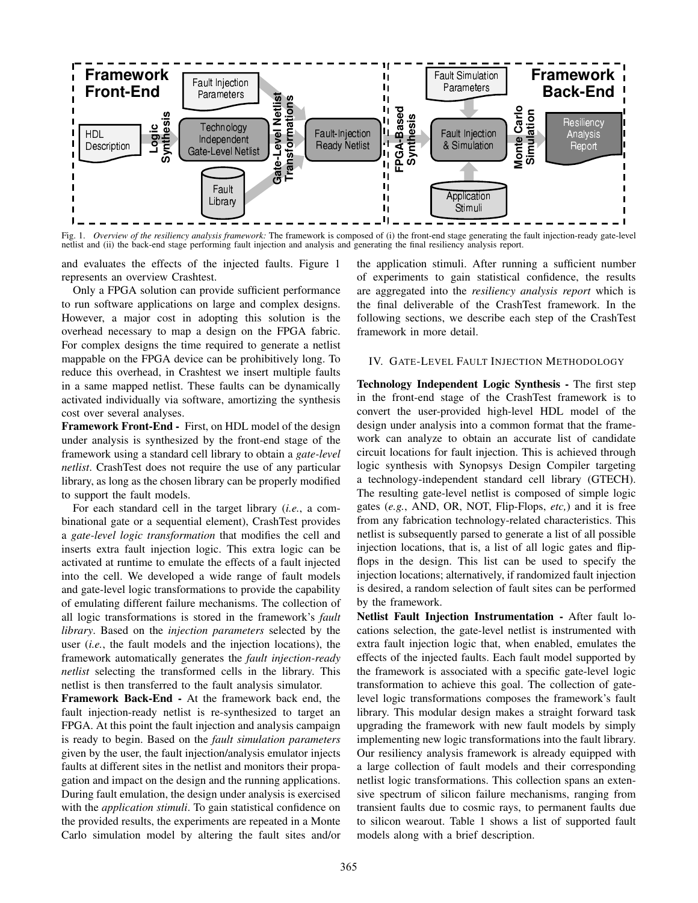Framework Front-End

Fault Injection Parameters

HDL Description

Logic Synthesis

Technology Independent Gate-Level Netlist

Gate-Level Netlist Transformations

Fault Library

Fault-Injection Ready Netlist

FPGA-Based Synthesis

Fault Simulation Parameters

Framework Back-End

Fault Injection & Simulation

Monte Carlo Simulation

Resiliency Analysis Report

Application Stimuli

Fig. 1. *Overview of the resiliency analysis framework:* The framework is composed of (i) the front-end stage generating the fault injection-ready gate-level netlist and (ii) the back-end stage performing fault injection and analysis and generating the final resiliency analysis report.

and evaluates the effects of the injected faults. Figure 1 represents an overview Crashtest.

Only a FPGA solution can provide sufficient performance to run software applications on large and complex designs. However, a major cost in adopting this solution is the overhead necessary to map a design on the FPGA fabric. For complex designs the time required to generate a netlist mappable on the FPGA device can be prohibitively long. To reduce this overhead, in Crashtest we insert multiple faults in a same mapped netlist. These faults can be dynamically activated individually via software, amortizing the synthesis cost over several analyses.

**Framework Front-End -** First, on HDL model of the design under analysis is synthesized by the front-end stage of the framework using a standard cell library to obtain a *gate-level netlist*. CrashTest does not require the use of any particular library, as long as the chosen library can be properly modified to support the fault models.

For each standard cell in the target library (*i.e.*, a combinational gate or a sequential element), CrashTest provides a *gate-level logic transformation* that modifies the cell and inserts extra fault injection logic. This extra logic can be activated at runtime to emulate the effects of a fault injected into the cell. We developed a wide range of fault models and gate-level logic transformations to provide the capability of emulating different failure mechanisms. The collection of all logic transformations is stored in the framework's *fault library*. Based on the *injection parameters* selected by the user (*i.e.*, the fault models and the injection locations), the framework automatically generates the *fault injection-ready netlist* selecting the transformed cells in the library. This netlist is then transferred to the fault analysis simulator.

**Framework Back-End -** At the framework back end, the fault injection-ready netlist is re-synthesized to target an FPGA. At this point the fault injection and analysis campaign is ready to begin. Based on the *fault simulation parameters* given by the user, the fault injection/analysis emulator injects faults at different sites in the netlist and monitors their propagation and impact on the design and the running applications. During fault emulation, the design under analysis is exercised with the *application stimuli*. To gain statistical confidence on the provided results, the experiments are repeated in a Monte Carlo simulation model by altering the fault sites and/or the application stimuli. After running a sufficient number of experiments to gain statistical confidence, the results are aggregated into the *resiliency analysis report* which is the final deliverable of the CrashTest framework. In the following sections, we describe each step of the CrashTest framework in more detail.

## IV. Gate-Level Fault Injection Methodology

**Technology Independent Logic Synthesis -** The first step in the front-end stage of the CrashTest framework is to convert the user-provided high-level HDL model of the design under analysis into a common format that the framework can analyze to obtain an accurate list of candidate circuit locations for fault injection. This is achieved through logic synthesis with Synopsys Design Compiler targeting a technology-independent standard cell library (GTECH). The resulting gate-level netlist is composed of simple logic gates (*e.g.*, AND, OR, NOT, Flip-Flops, *etc,*) and it is free from any fabrication technology-related characteristics. This netlist is subsequently parsed to generate a list of all possible injection locations, that is, a list of all logic gates and flip-flops in the design. This list can be used to specify the injection locations; alternatively, if randomized fault injection is desired, a random selection of fault sites can be performed by the framework.

**Netlist Fault Injection Instrumentation -** After fault locations selection, the gate-level netlist is instrumented with extra fault injection logic that, when enabled, emulates the effects of the injected faults. Each fault model supported by the framework is associated with a specific gate-level logic transformation to achieve this goal. The collection of gate-level logic transformations composes the framework's fault library. This modular design makes a straight forward task upgrading the framework with new fault models by simply implementing new logic transformations into the fault library. Our resiliency analysis framework is already equipped with a large collection of fault models and their corresponding netlist logic transformations. This collection spans an extensive spectrum of silicon failure mechanisms, ranging from transient faults due to cosmic rays, to permanent faults due to silicon wearout. Table 1 shows a list of supported fault models along with a brief description.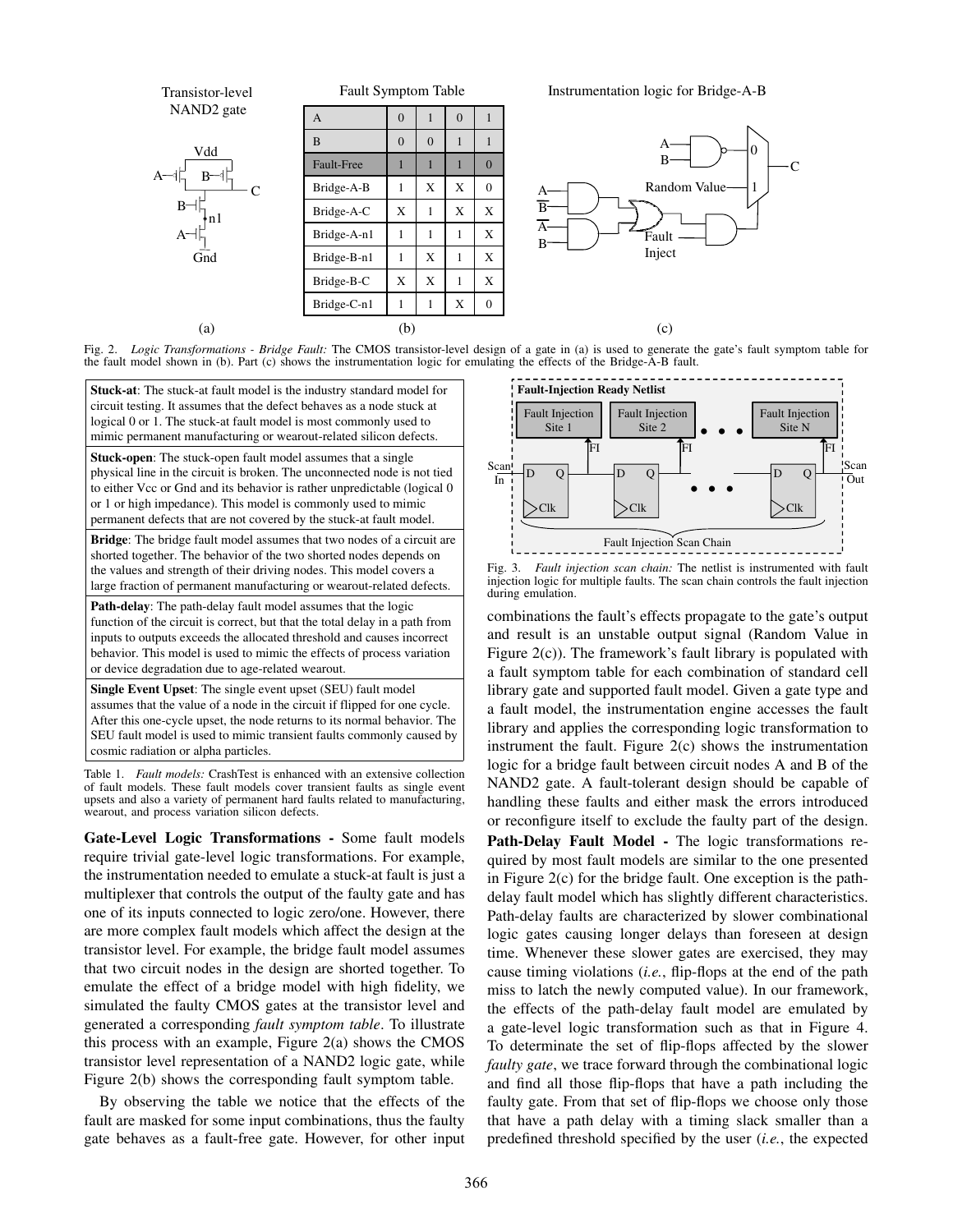Transistor-level NAND2 gate

Vdd

A B C B n1 A Gnd

(a)

Fault Symptom Table

| | | | | |
|---|---|---|---|---|
| A | 0 | 1 | 0 | 1 |
| B | 0 | 0 | 1 | 1 |
| Fault-Free | 1 | 1 | 1 | 0 |
| Bridge-A-B | 1 | X | X | 0 |
| Bridge-A-C | X | 1 | X | X |
| Bridge-A-n1 | 1 | 1 | 1 | X |
| Bridge-B-n1 | 1 | X | 1 | X |
| Bridge-B-C | X | X | 1 | X |
| Bridge-C-n1 | 1 | 1 | X | 0 |

(b)

Instrumentation logic for Bridge-A-B

A B 0 C Random Value 1 A $\overline{B}$ $\overline{A}$ B Fault Inject

(c)

Fig. 2. *Logic Transformations - Bridge Fault:* The CMOS transistor-level design of a gate in (a) is used to generate the gate's fault symptom table for the fault model shown in (b). Part (c) shows the instrumentation logic for emulating the effects of the Bridge-A-B fault.

| |
|---|
| **Stuck-at**: The stuck-at fault model is the industry standard model for circuit testing. It assumes that the defect behaves as a node stuck at logical 0 or 1. The stuck-at fault model is most commonly used to mimic permanent manufacturing or wearout-related silicon defects. |
| **Stuck-open**: The stuck-open fault model assumes that a single physical line in the circuit is broken. The unconnected node is not tied to either Vcc or Gnd and its behavior is rather unpredictable (logical 0 or 1 or high impedance). This model is commonly used to mimic permanent defects that are not covered by the stuck-at fault model. |
| **Bridge**: The bridge fault model assumes that two nodes of a circuit are shorted together. The behavior of the two shorted nodes depends on the values and strength of their driving nodes. This model covers a large fraction of permanent manufacturing or wearout-related defects. |
| **Path-delay**: The path-delay fault model assumes that the logic function of the circuit is correct, but that the total delay in a path from inputs to outputs exceeds the allocated threshold and causes incorrect behavior. This model is used to mimic the effects of process variation or device degradation due to age-related wearout. |
| **Single Event Upset**: The single event upset (SEU) fault model assumes that the value of a node in the circuit if flipped for one cycle. After this one-cycle upset, the node returns to its normal behavior. The SEU fault model is used to mimic transient faults commonly caused by cosmic radiation or alpha particles. |

Table 1. *Fault models:* CrashTest is enhanced with an extensive collection of fault models. These fault models cover transient faults as single event upsets and also a variety of permanent hard faults related to manufacturing, wearout, and process variation silicon defects.

**Gate-Level Logic Transformations -** Some fault models require trivial gate-level logic transformations. For example, the instrumentation needed to emulate a stuck-at fault is just a multiplexer that controls the output of the faulty gate and has one of its inputs connected to logic zero/one. However, there are more complex fault models which affect the design at the transistor level. For example, the bridge fault model assumes that two circuit nodes in the design are shorted together. To emulate the effect of a bridge model with high fidelity, we simulated the faulty CMOS gates at the transistor level and generated a corresponding *fault symptom table*. To illustrate this process with an example, Figure 2(a) shows the CMOS transistor level representation of a NAND2 logic gate, while Figure 2(b) shows the corresponding fault symptom table.

By observing the table we notice that the effects of the fault are masked for some input combinations, thus the faulty gate behaves as a fault-free gate. However, for other input combinations the fault's effects propagate to the gate's output and result is an unstable output signal (Random Value in Figure 2(c)). The framework's fault library is populated with a fault symptom table for each combination of standard cell library gate and supported fault model. Given a gate type and a fault model, the instrumentation engine accesses the fault library and applies the corresponding logic transformation to instrument the fault. Figure 2(c) shows the instrumentation logic for a bridge fault between circuit nodes A and B of the NAND2 gate. A fault-tolerant design should be capable of handling these faults and either mask the errors introduced or reconfigure itself to exclude the faulty part of the design.

Fault-Injection Ready Netlist

Fault Injection Site 1 | Fault Injection Site 2 | Fault Injection Site N

FI FI FI

Scan In D Q Clk D Q Clk D Q Clk Scan Out

Fault Injection Scan Chain

Fig. 3. *Fault injection scan chain:* The netlist is instrumented with fault injection logic for multiple faults. The scan chain controls the fault injection during emulation.

**Path-Delay Fault Model -** The logic transformations required by most fault models are similar to the one presented in Figure 2(c) for the bridge fault. One exception is the path-delay fault model which has slightly different characteristics. Path-delay faults are characterized by slower combinational logic gates causing longer delays than foreseen at design time. Whenever these slower gates are exercised, they may cause timing violations (*i.e.*, flip-flops at the end of the path miss to latch the newly computed value). In our framework, the effects of the path-delay fault model are emulated by a gate-level logic transformation such as that in Figure 4. To determinate the set of flip-flops affected by the slower *faulty gate*, we trace forward through the combinational logic and find all those flip-flops that have a path including the faulty gate. From that set of flip-flops we choose only those that have a path delay with a timing slack smaller than a predefined threshold specified by the user (*i.e.*, the expected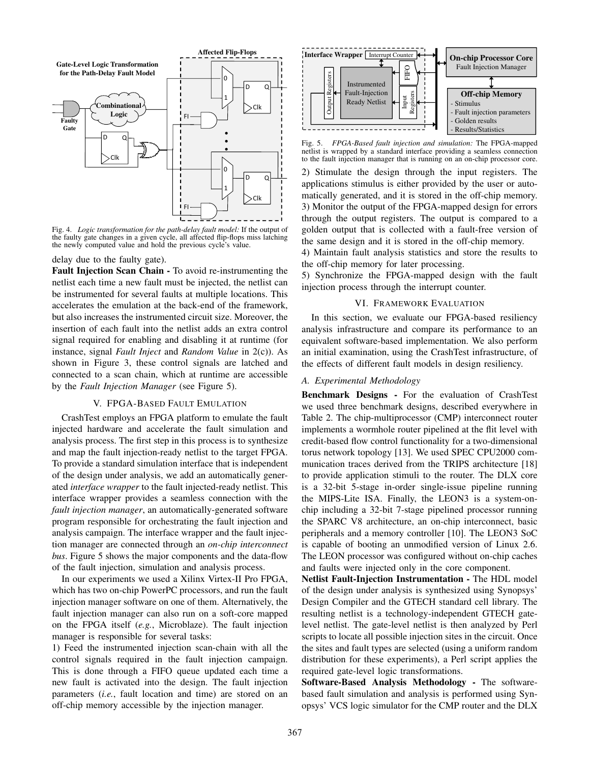Fig. 4. *Logic transformation for the path-delay fault model:* If the output of the faulty gate changes in a given cycle, all affected flip-flops miss latching the newly computed value and hold the previous cycle's value.

delay due to the faulty gate).

**Fault Injection Scan Chain -** To avoid re-instrumenting the netlist each time a new fault must be injected, the netlist can be instrumented for several faults at multiple locations. This accelerates the emulation at the back-end of the framework, but also increases the instrumented circuit size. Moreover, the insertion of each fault into the netlist adds an extra control signal required for enabling and disabling it at runtime (for instance, signal *Fault Inject* and *Random Value* in 2(c)). As shown in Figure 3, these control signals are latched and connected to a scan chain, which at runtime are accessible by the *Fault Injection Manager* (see Figure 5).

## V. FPGA-Based Fault Emulation

CrashTest employs an FPGA platform to emulate the fault injected hardware and accelerate the fault simulation and analysis process. The first step in this process is to synthesize and map the fault injection-ready netlist to the target FPGA. To provide a standard simulation interface that is independent of the design under analysis, we add an automatically generated *interface wrapper* to the fault injected-ready netlist. This interface wrapper provides a seamless connection with the *fault injection manager*, an automatically-generated software program responsible for orchestrating the fault injection and analysis campaign. The interface wrapper and the fault injection manager are connected through an *on-chip interconnect bus*. Figure 5 shows the major components and the data-flow of the fault injection, simulation and analysis process.

In our experiments we used a Xilinx Virtex-II Pro FPGA, which has two on-chip PowerPC processors, and run the fault injection manager software on one of them. Alternatively, the fault injection manager can also run on a soft-core mapped on the FPGA itself (*e.g.*, Microblaze). The fault injection manager is responsible for several tasks:

1) Feed the instrumented injection scan-chain with all the control signals required in the fault injection campaign. This is done through a FIFO queue updated each time a new fault is activated into the design. The fault injection parameters (*i.e.*, fault location and time) are stored on an off-chip memory accessible by the injection manager.

Fig. 5. *FPGA-Based fault injection and simulation:* The FPGA-mapped netlist is wrapped by a standard interface providing a seamless connection to the fault injection manager that is running on an on-chip processor core.

2) Stimulate the design through the input registers. The applications stimulus is either provided by the user or automatically generated, and it is stored in the off-chip memory.

3) Monitor the output of the FPGA-mapped design for errors through the output registers. The output is compared to a golden output that is collected with a fault-free version of the same design and it is stored in the off-chip memory.

4) Maintain fault analysis statistics and store the results to the off-chip memory for later processing.

5) Synchronize the FPGA-mapped design with the fault injection process through the interrupt counter.

## VI. Framework Evaluation

In this section, we evaluate our FPGA-based resiliency analysis infrastructure and compare its performance to an equivalent software-based implementation. We also perform an initial examination, using the CrashTest infrastructure, of the effects of different fault models in design resiliency.

### A. Experimental Methodology

**Benchmark Designs -** For the evaluation of CrashTest we used three benchmark designs, described everywhere in Table 2. The chip-multiprocessor (CMP) interconnect router implements a wormhole router pipelined at the flit level with credit-based flow control functionality for a two-dimensional torus network topology [13]. We used SPEC CPU2000 communication traces derived from the TRIPS architecture [18] to provide application stimuli to the router. The DLX core is a 32-bit 5-stage in-order single-issue pipeline running the MIPS-Lite ISA. Finally, the LEON3 is a system-on-chip including a 32-bit 7-stage pipelined processor running the SPARC V8 architecture, an on-chip interconnect, basic peripherals and a memory controller [10]. The LEON3 SoC is capable of booting an unmodified version of Linux 2.6. The LEON processor was configured without on-chip caches and faults were injected only in the core component.

**Netlist Fault-Injection Instrumentation -** The HDL model of the design under analysis is synthesized using Synopsys' Design Compiler and the GTECH standard cell library. The resulting netlist is a technology-independent GTECH gate-level netlist. The gate-level netlist is then analyzed by Perl scripts to locate all possible injection sites in the circuit. Once the sites and fault types are selected (using a uniform random distribution for these experiments), a Perl script applies the required gate-level logic transformations.

**Software-Based Analysis Methodology -** The software-based fault simulation and analysis is performed using Synopsys' VCS logic simulator for the CMP router and the DLX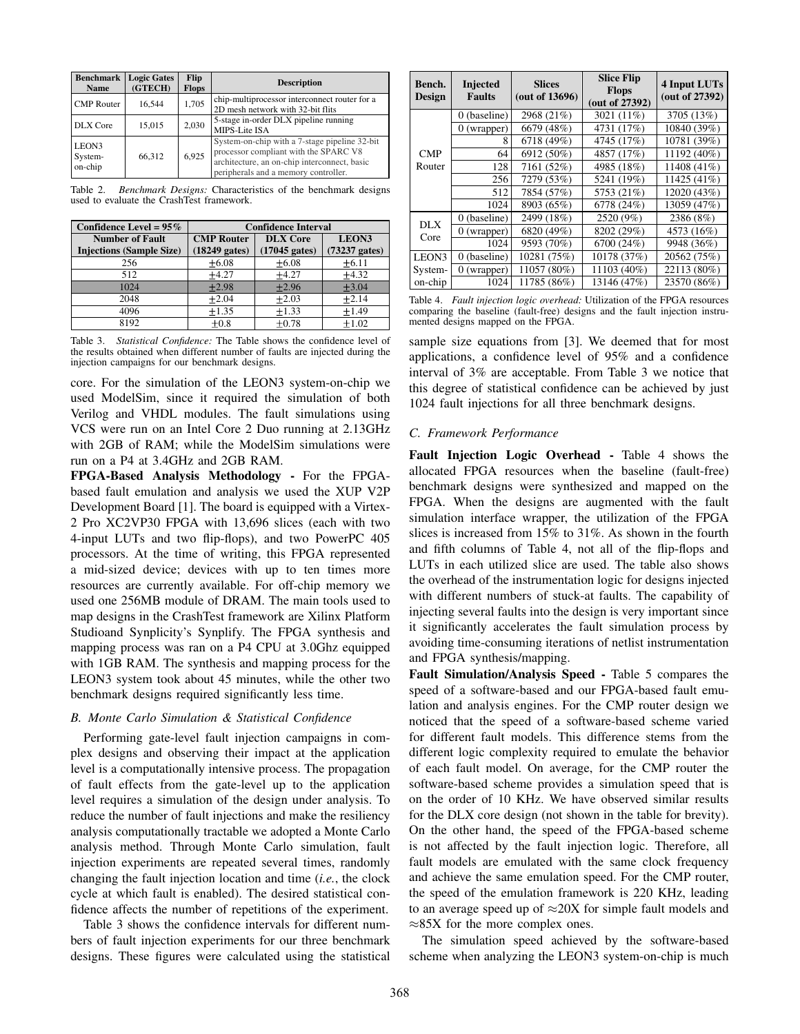| Benchmark Name | Logic Gates (GTECH) | Flip Flops | Description |
|---|---|---|---|
| CMP Router | 16,544 | 1,705 | chip-multiprocessor interconnect router for a 2D mesh network with 32-bit flits |
| DLX Core | 15,015 | 2,030 | 5-stage in-order DLX pipeline running MIPS-Lite ISA |
| LEON3 System-on-chip | 66,312 | 6,925 | System-on-chip with a 7-stage pipeline 32-bit processor compliant with the SPARC V8 architecture, an on-chip interconnect, basic peripherals and a memory controller. |

Table 2. *Benchmark Designs:* Characteristics of the benchmark designs used to evaluate the CrashTest framework.

| Confidence Level = 95% | Confidence Interval | | |
|---|---|---|---|
| Number of Fault Injections (Sample Size) | CMP Router (18249 gates) | DLX Core (17045 gates) | LEON3 (73237 gates) |
| 256 | ±6.08 | ±6.08 | ±6.11 |
| 512 | ±4.27 | ±4.27 | ±4.32 |
| 1024 | ±2.98 | ±2.96 | ±3.04 |
| 2048 | ±2.04 | ±2.03 | ±2.14 |
| 4096 | ±1.35 | ±1.33 | ±1.49 |
| 8192 | ±0.8 | ±0.78 | ±1.02 |

Table 3. *Statistical Confidence:* The Table shows the confidence level of the results obtained when different number of faults are injected during the injection campaigns for our benchmark designs.

core. For the simulation of the LEON3 system-on-chip we used ModelSim, since it required the simulation of both Verilog and VHDL modules. The fault simulations using VCS were run on an Intel Core 2 Duo running at 2.13GHz with 2GB of RAM; while the ModelSim simulations were run on a P4 at 3.4GHz and 2GB RAM.

**FPGA-Based Analysis Methodology -** For the FPGA-based fault emulation and analysis we used the XUP V2P Development Board [1]. The board is equipped with a Virtex-2 Pro XC2VP30 FPGA with 13,696 slices (each with two 4-input LUTs and two flip-flops), and two PowerPC 405 processors. At the time of writing, this FPGA represented a mid-sized device; devices with up to ten times more resources are currently available. For off-chip memory we used one 256MB module of DRAM. The main tools used to map designs in the CrashTest framework are Xilinx Platform Studioand Synplicity's Synplify. The FPGA synthesis and mapping process was ran on a P4 CPU at 3.0Ghz equipped with 1GB RAM. The synthesis and mapping process for the LEON3 system took about 45 minutes, while the other two benchmark designs required significantly less time.

### B. Monte Carlo Simulation & Statistical Confidence

Performing gate-level fault injection campaigns in complex designs and observing their impact at the application level is a computationally intensive process. The propagation of fault effects from the gate-level up to the application level requires a simulation of the design under analysis. To reduce the number of fault injections and make the resiliency analysis computationally tractable we adopted a Monte Carlo analysis method. Through Monte Carlo simulation, fault injection experiments are repeated several times, randomly changing the fault injection location and time (*i.e.*, the clock cycle at which fault is enabled). The desired statistical confidence affects the number of repetitions of the experiment.

Table 3 shows the confidence intervals for different numbers of fault injection experiments for our three benchmark designs. These figures were calculated using the statistical

| Bench. Design | Injected Faults | Slices (out of 13696) | Slice Flip Flops (out of 27392) | 4 Input LUTs (out of 27392) |
|---|---|---|---|---|
| CMP Router | 0 (baseline) | 2968 (21%) | 3021 (11%) | 3705 (13%) |
| | 0 (wrapper) | 6679 (48%) | 4731 (17%) | 10840 (39%) |
| | 8 | 6718 (49%) | 4745 (17%) | 10781 (39%) |
| | 64 | 6912 (50%) | 4857 (17%) | 11192 (40%) |
| | 128 | 7161 (52%) | 4985 (18%) | 11408 (41%) |
| | 256 | 7279 (53%) | 5241 (19%) | 11425 (41%) |
| | 512 | 7854 (57%) | 5753 (21%) | 12020 (43%) |
| | 1024 | 8903 (65%) | 6778 (24%) | 13059 (47%) |
| DLX Core | 0 (baseline) | 2499 (18%) | 2520 (9%) | 2386 (8%) |
| | 0 (wrapper) | 6820 (49%) | 8202 (29%) | 4573 (16%) |
| | 1024 | 9593 (70%) | 6700 (24%) | 9948 (36%) |
| LEON3 System-on-chip | 0 (baseline) | 10281 (75%) | 10178 (37%) | 20562 (75%) |
| | 0 (wrapper) | 11057 (80%) | 11103 (40%) | 22113 (80%) |
| | 1024 | 11785 (86%) | 13146 (47%) | 23570 (86%) |

Table 4. *Fault injection logic overhead:* Utilization of the FPGA resources comparing the baseline (fault-free) designs and the fault injection instrumented designs mapped on the FPGA.

sample size equations from [3]. We deemed that for most applications, a confidence level of 95% and a confidence interval of 3% are acceptable. From Table 3 we notice that this degree of statistical confidence can be achieved by just 1024 fault injections for all three benchmark designs.

### C. Framework Performance

**Fault Injection Logic Overhead -** Table 4 shows the allocated FPGA resources when the baseline (fault-free) benchmark designs were synthesized and mapped on the FPGA. When the designs are augmented with the fault simulation interface wrapper, the utilization of the FPGA slices is increased from 15% to 31%. As shown in the fourth and fifth columns of Table 4, not all of the flip-flops and LUTs in each utilized slice are used. The table also shows the overhead of the instrumentation logic for designs injected with different numbers of stuck-at faults. The capability of injecting several faults into the design is very important since it significantly accelerates the fault simulation process by avoiding time-consuming iterations of netlist instrumentation and FPGA synthesis/mapping.

**Fault Simulation/Analysis Speed -** Table 5 compares the speed of a software-based and our FPGA-based fault emulation and analysis engines. For the CMP router design we noticed that the speed of a software-based scheme varied for different fault models. This difference stems from the different logic complexity required to emulate the behavior of each fault model. On average, for the CMP router the software-based scheme provides a simulation speed that is on the order of 10 KHz. We have observed similar results for the DLX core design (not shown in the table for brevity). On the other hand, the speed of the FPGA-based scheme is not affected by the fault injection logic. Therefore, all fault models are emulated with the same clock frequency and achieve the same emulation speed. For the CMP router, the speed of the emulation framework is 220 KHz, leading to an average speed up of ≈20X for simple fault models and ≈85X for the more complex ones.

The simulation speed achieved by the software-based scheme when analyzing the LEON3 system-on-chip is much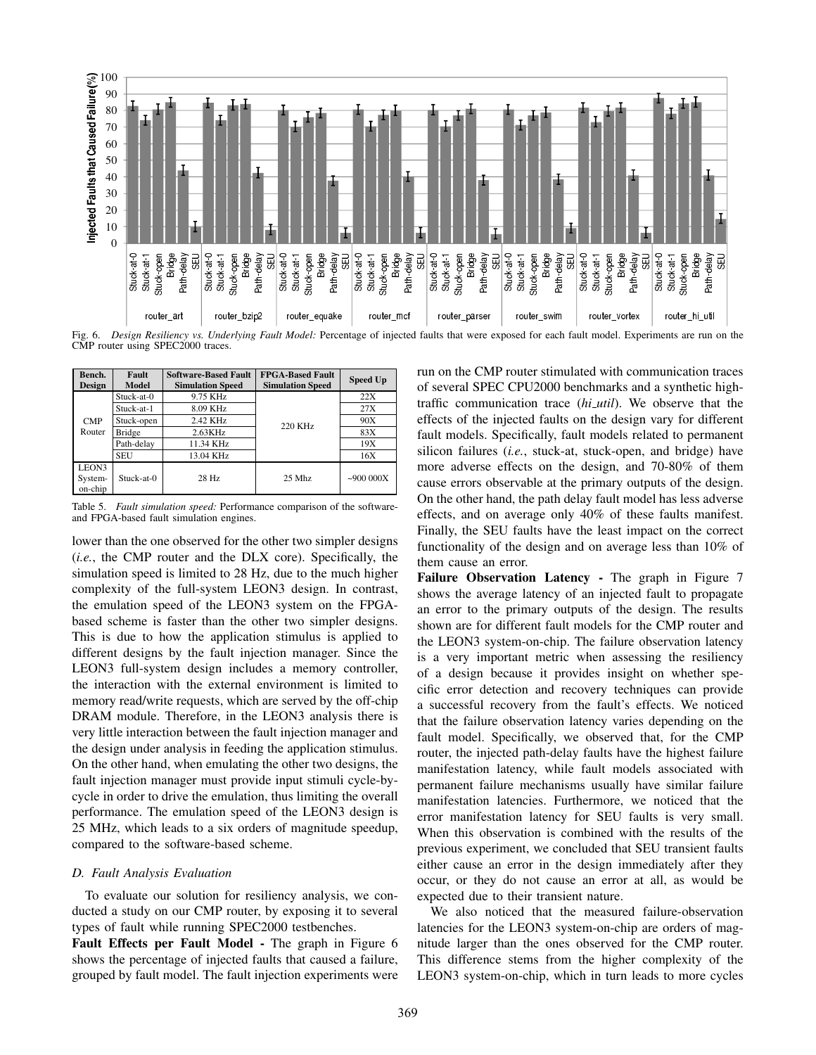Fig. 6. *Design Resiliency vs. Underlying Fault Model:* Percentage of injected faults that were exposed for each fault model. Experiments are run on the CMP router using SPEC2000 traces.

| Bench. Design | Fault Model | Software-Based Fault Simulation Speed | FPGA-Based Fault Simulation Speed | Speed Up |
|---|---|---|---|---|
| CMP Router | Stuck-at-0 | 9.75 KHz | 220 KHz | 22X |
| | Stuck-at-1 | 8.09 KHz | | 27X |
| | Stuck-open | 2.42 KHz | | 90X |
| | Bridge | 2.63KHz | | 83X |
| | Path-delay | 11.34 KHz | | 19X |
| | SEU | 13.04 KHz | | 16X |
| LEON3 System-on-chip | Stuck-at-0 | 28 Hz | 25 Mhz | ~900 000X |

Table 5. *Fault simulation speed:* Performance comparison of the software- and FPGA-based fault simulation engines.

lower than the one observed for the other two simpler designs (*i.e.*, the CMP router and the DLX core). Specifically, the simulation speed is limited to 28 Hz, due to the much higher complexity of the full-system LEON3 design. In contrast, the emulation speed of the LEON3 system on the FPGA-based scheme is faster than the other two simpler designs. This is due to how the application stimulus is applied to different designs by the fault injection manager. Since the LEON3 full-system design includes a memory controller, the interaction with the external environment is limited to memory read/write requests, which are served by the off-chip DRAM module. Therefore, in the LEON3 analysis there is very little interaction between the fault injection manager and the design under analysis in feeding the application stimulus. On the other hand, when emulating the other two designs, the fault injection manager must provide input stimuli cycle-by-cycle in order to drive the emulation, thus limiting the overall performance. The emulation speed of the LEON3 design is 25 MHz, which leads to a six orders of magnitude speedup, compared to the software-based scheme.

### D. Fault Analysis Evaluation

To evaluate our solution for resiliency analysis, we conducted a study on our CMP router, by exposing it to several types of fault while running SPEC2000 testbenches.

**Fault Effects per Fault Model -** The graph in Figure 6 shows the percentage of injected faults that caused a failure, grouped by fault model. The fault injection experiments were run on the CMP router stimulated with communication traces of several SPEC CPU2000 benchmarks and a synthetic high-traffic communication trace (*hi_util*). We observe that the effects of the injected faults on the design vary for different fault models. Specifically, fault models related to permanent silicon failures (*i.e.*, stuck-at, stuck-open, and bridge) have more adverse effects on the design, and 70-80% of them cause errors observable at the primary outputs of the design. On the other hand, the path delay fault model has less adverse effects, and on average only 40% of these faults manifest. Finally, the SEU faults have the least impact on the correct functionality of the design and on average less than 10% of them cause an error.

**Failure Observation Latency -** The graph in Figure 7 shows the average latency of an injected fault to propagate an error to the primary outputs of the design. The results shown are for different fault models for the CMP router and the LEON3 system-on-chip. The failure observation latency is a very important metric when assessing the resiliency of a design because it provides insight on whether specific error detection and recovery techniques can provide a successful recovery from the fault's effects. We noticed that the failure observation latency varies depending on the fault model. Specifically, we observed that, for the CMP router, the injected path-delay faults have the highest failure manifestation latency, while fault models associated with permanent failure mechanisms usually have similar failure manifestation latencies. Furthermore, we noticed that the error manifestation latency for SEU faults is very small. When this observation is combined with the results of the previous experiment, we concluded that SEU transient faults either cause an error in the design immediately after they occur, or they do not cause an error at all, as would be expected due to their transient nature.

We also noticed that the measured failure-observation latencies for the LEON3 system-on-chip are orders of magnitude larger than the ones observed for the CMP router. This difference stems from the higher complexity of the LEON3 system-on-chip, which in turn leads to more cycles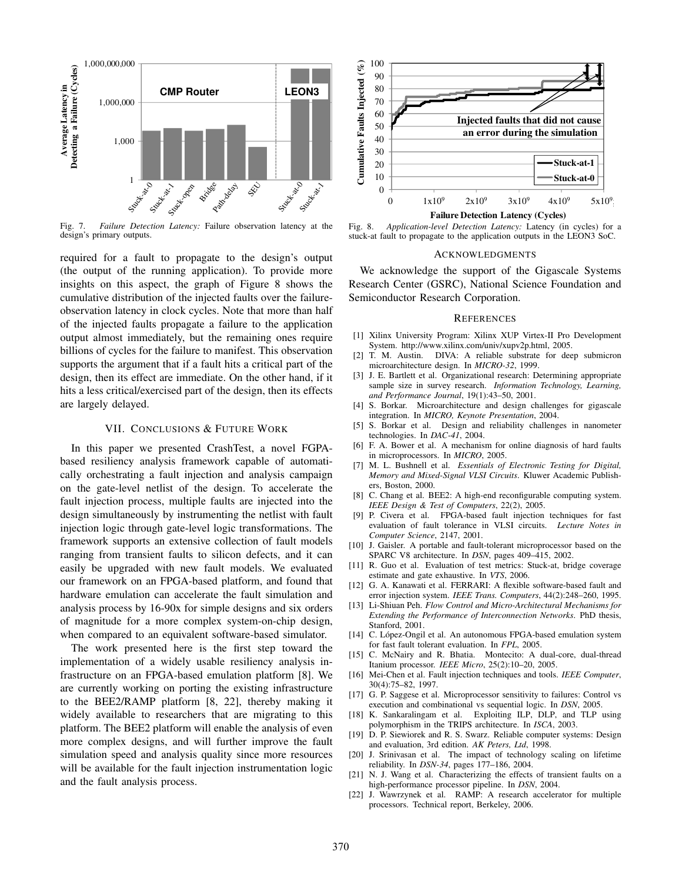1,000,000,000

1,000,000

1,000

1

Average Latency in Detecting a Failure (Cycles)

CMP Router

LEON3

Stuck-at-0
Stuck-at-1
Stuck-open
Bridge
Path-delay
SEU
Stuck-at-0
Stuck-at-1

Fig. 7. *Failure Detection Latency:* Failure observation latency at the design's primary outputs.

100
90
80
70
60
50
40
30
20
10
0

Cumulative Faults Injected (%)

Injected faults that did not cause an error during the simulation

Stuck-at-1

Stuck-at-0

0 $1x10^9$ $2x10^9$ $3x10^9$ $4x10^9$ $5x10^9$

Failure Detection Latency (Cycles)

Fig. 8. *Application-level Detection Latency:* Latency (in cycles) for a stuck-at fault to propagate to the application outputs in the LEON3 SoC.

required for a fault to propagate to the design's output (the output of the running application). To provide more insights on this aspect, the graph of Figure 8 shows the cumulative distribution of the injected faults over the failure-observation latency in clock cycles. Note that more than half of the injected faults propagate a failure to the application output almost immediately, but the remaining ones require billions of cycles for the failure to manifest. This observation supports the argument that if a fault hits a critical part of the design, then its effect are immediate. On the other hand, if it hits a less critical/exercised part of the design, then its effects are largely delayed.

## VII. Conclusions & Future Work

In this paper we presented CrashTest, a novel FGPA-based resiliency analysis framework capable of automatically orchestrating a fault injection and analysis campaign on the gate-level netlist of the design. To accelerate the fault injection process, multiple faults are injected into the design simultaneously by instrumenting the netlist with fault injection logic through gate-level logic transformations. The framework supports an extensive collection of fault models ranging from transient faults to silicon defects, and it can easily be upgraded with new fault models. We evaluated our framework on an FPGA-based platform, and found that hardware emulation can accelerate the fault simulation and analysis process by 16-90x for simple designs and six orders of magnitude for a more complex system-on-chip design, when compared to an equivalent software-based simulator.

The work presented here is the first step toward the implementation of a widely usable resiliency analysis infrastructure on an FPGA-based emulation platform [8]. We are currently working on porting the existing infrastructure to the BEE2/RAMP platform [8, 22], thereby making it widely available to researchers that are migrating to this platform. The BEE2 platform will enable the analysis of even more complex designs, and will further improve the fault simulation speed and analysis quality since more resources will be available for the fault injection instrumentation logic and the fault analysis process.

## Acknowledgments

We acknowledge the support of the Gigascale Systems Research Center (GSRC), National Science Foundation and Semiconductor Research Corporation.

## References

[1] Xilinx University Program: Xilinx XUP Virtex-II Pro Development System. http://www.xilinx.com/univ/xupv2p.html, 2005.

[2] T. M. Austin. DIVA: A reliable substrate for deep submicron microarchitecture design. In *MICRO-32*, 1999.

[3] J. E. Bartlett et al. Organizational research: Determining appropriate sample size in survey research. *Information Technology, Learning, and Performance Journal*, 19(1):43–50, 2001.

[4] S. Borkar. Microarchitecture and design challenges for gigascale integration. In *MICRO, Keynote Presentation*, 2004.

[5] S. Borkar et al. Design and reliability challenges in nanometer technologies. In *DAC-41*, 2004.

[6] F. A. Bower et al. A mechanism for online diagnosis of hard faults in microprocessors. In *MICRO*, 2005.

[7] M. L. Bushnell et al. *Essentials of Electronic Testing for Digital, Memory and Mixed-Signal VLSI Circuits*. Kluwer Academic Publishers, Boston, 2000.

[8] C. Chang et al. BEE2: A high-end reconfigurable computing system. *IEEE Design & Test of Computers*, 22(2), 2005.

[9] P. Civera et al. FPGA-based fault injection techniques for fast evaluation of fault tolerance in VLSI circuits. *Lecture Notes in Computer Science*, 2147, 2001.

[10] J. Gaisler. A portable and fault-tolerant microprocessor based on the SPARC V8 architecture. In *DSN*, pages 409–415, 2002.

[11] R. Guo et al. Evaluation of test metrics: Stuck-at, bridge coverage estimate and gate exhaustive. In *VTS*, 2006.

[12] G. A. Kanawati et al. FERRARI: A flexible software-based fault and error injection system. *IEEE Trans. Computers*, 44(2):248–260, 1995.

[13] Li-Shiuan Peh. *Flow Control and Micro-Architectural Mechanisms for Extending the Performance of Interconnection Networks*. PhD thesis, Stanford, 2001.

[14] C. López-Ongil et al. An autonomous FPGA-based emulation system for fast fault tolerant evaluation. In *FPL*, 2005.

[15] C. McNairy and R. Bhatia. Montecito: A dual-core, dual-thread Itanium processor. *IEEE Micro*, 25(2):10–20, 2005.

[16] Mei-Chen et al. Fault injection techniques and tools. *IEEE Computer*, 30(4):75–82, 1997.

[17] G. P. Saggese et al. Microprocessor sensitivity to failures: Control vs execution and combinational vs sequential logic. In *DSN*, 2005.

[18] K. Sankaralingam et al. Exploiting ILP, DLP, and TLP using polymorphism in the TRIPS architecture. In *ISCA*, 2003.

[19] D. P. Siewiorek and R. S. Swarz. Reliable computer systems: Design and evaluation, 3rd edition. *AK Peters, Ltd*, 1998.

[20] J. Srinivasan et al. The impact of technology scaling on lifetime reliability. In *DSN-34*, pages 177–186, 2004.

[21] N. J. Wang et al. Characterizing the effects of transient faults on a high-performance processor pipeline. In *DSN*, 2004.

[22] J. Wawrzynek et al. RAMP: A research accelerator for multiple processors. Technical report, Berkeley, 2006.